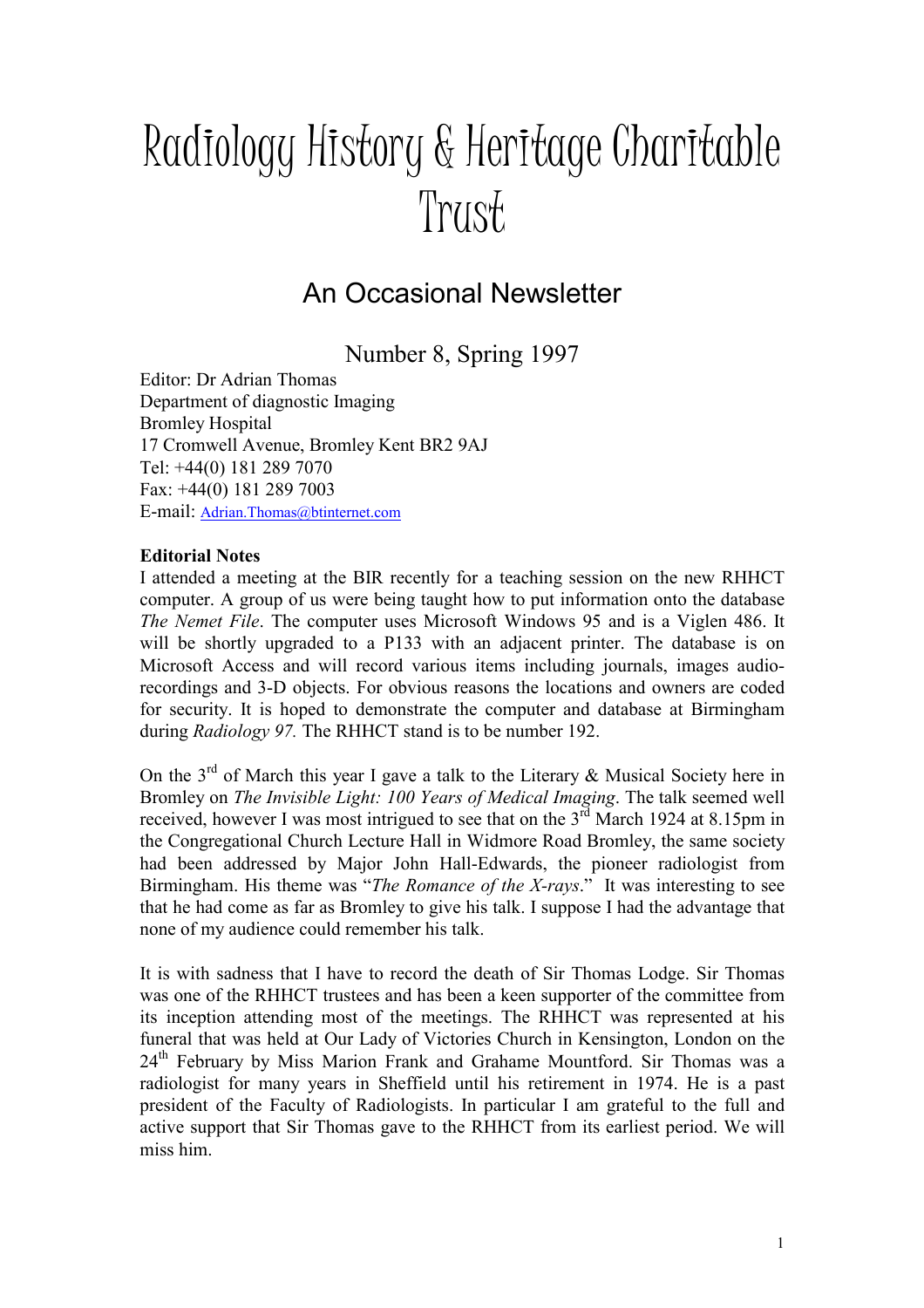# Radiology History & Heritage Charitable Trust

## An Occasional Newsletter

Number 8, Spring 1997

Editor: Dr Adrian Thomas  
Department of diagnostic Imaging  
Bromley Hospital  
17 Cromwell Avenue, Bromley Kent BR2 9AJ  
Tel: +44(0) 181 289 7070  
Fax: +44(0) 181 289 7003  
E-mail: Adrian.Thomas@btinternet.com

**Editorial Notes**

I attended a meeting at the BIR recently for a teaching session on the new RHHCT computer. A group of us were being taught how to put information onto the database *The Nemet File*. The computer uses Microsoft Windows 95 and is a Viglen 486. It will be shortly upgraded to a P133 with an adjacent printer. The database is on Microsoft Access and will record various items including journals, images audio-recordings and 3-D objects. For obvious reasons the locations and owners are coded for security. It is hoped to demonstrate the computer and database at Birmingham during *Radiology 97.* The RHHCT stand is to be number 192.

On the 3rd of March this year I gave a talk to the Literary & Musical Society here in Bromley on *The Invisible Light: 100 Years of Medical Imaging*. The talk seemed well received, however I was most intrigued to see that on the 3rd March 1924 at 8.15pm in the Congregational Church Lecture Hall in Widmore Road Bromley, the same society had been addressed by Major John Hall-Edwards, the pioneer radiologist from Birmingham. His theme was "*The Romance of the X-rays*." It was interesting to see that he had come as far as Bromley to give his talk. I suppose I had the advantage that none of my audience could remember his talk.

It is with sadness that I have to record the death of Sir Thomas Lodge. Sir Thomas was one of the RHHCT trustees and has been a keen supporter of the committee from its inception attending most of the meetings. The RHHCT was represented at his funeral that was held at Our Lady of Victories Church in Kensington, London on the 24th February by Miss Marion Frank and Grahame Mountford. Sir Thomas was a radiologist for many years in Sheffield until his retirement in 1974. He is a past president of the Faculty of Radiologists. In particular I am grateful to the full and active support that Sir Thomas gave to the RHHCT from its earliest period. We will miss him.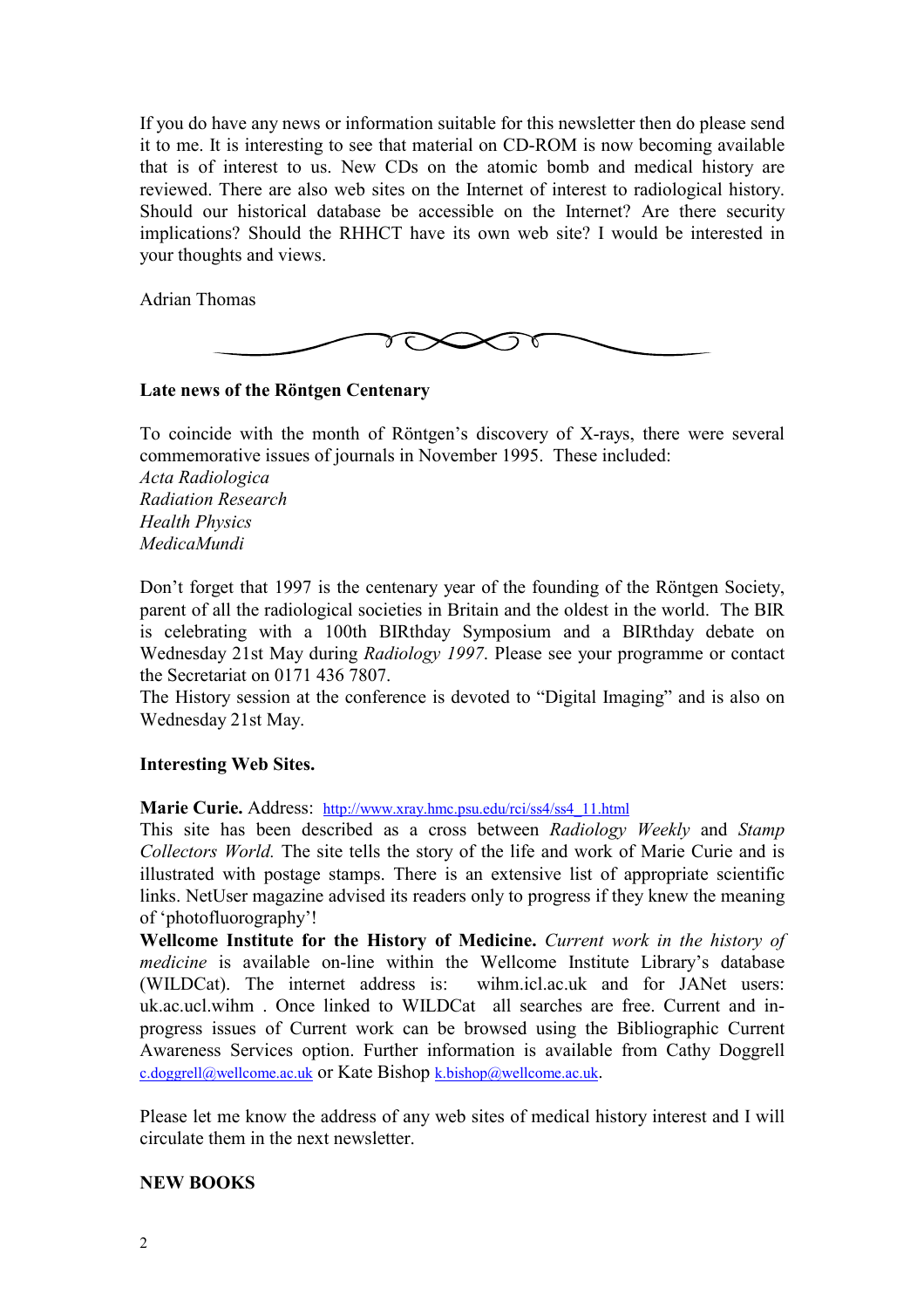If you do have any news or information suitable for this newsletter then do please send it to me. It is interesting to see that material on CD-ROM is now becoming available that is of interest to us. New CDs on the atomic bomb and medical history are reviewed. There are also web sites on the Internet of interest to radiological history. Should our historical database be accessible on the Internet? Are there security implications? Should the RHHCT have its own web site? I would be interested in your thoughts and views.

Adrian Thomas

**Late news of the Röntgen Centenary**

To coincide with the month of Röntgen's discovery of X-rays, there were several commemorative issues of journals in November 1995. These included:
*Acta Radiologica*
*Radiation Research*
*Health Physics*
*MedicaMundi*

Don't forget that 1997 is the centenary year of the founding of the Röntgen Society, parent of all the radiological societies in Britain and the oldest in the world. The BIR is celebrating with a 100th BIRthday Symposium and a BIRthday debate on Wednesday 21st May during *Radiology 1997*. Please see your programme or contact the Secretariat on 0171 436 7807.
The History session at the conference is devoted to "Digital Imaging" and is also on Wednesday 21st May.

**Interesting Web Sites.**

**Marie Curie.** Address: http://www.xray.hmc.psu.edu/rci/ss4/ss4_11.html
This site has been described as a cross between *Radiology Weekly* and *Stamp Collectors World.* The site tells the story of the life and work of Marie Curie and is illustrated with postage stamps. There is an extensive list of appropriate scientific links. NetUser magazine advised its readers only to progress if they knew the meaning of 'photofluorography'!
**Wellcome Institute for the History of Medicine.** *Current work in the history of medicine* is available on-line within the Wellcome Institute Library's database (WILDCat). The internet address is: wihm.icl.ac.uk and for JANet users: uk.ac.ucl.wihm . Once linked to WILDCat all searches are free. Current and in-progress issues of Current work can be browsed using the Bibliographic Current Awareness Services option. Further information is available from Cathy Doggrell c.doggrell@wellcome.ac.uk or Kate Bishop k.bishop@wellcome.ac.uk.

Please let me know the address of any web sites of medical history interest and I will circulate them in the next newsletter.

**NEW BOOKS**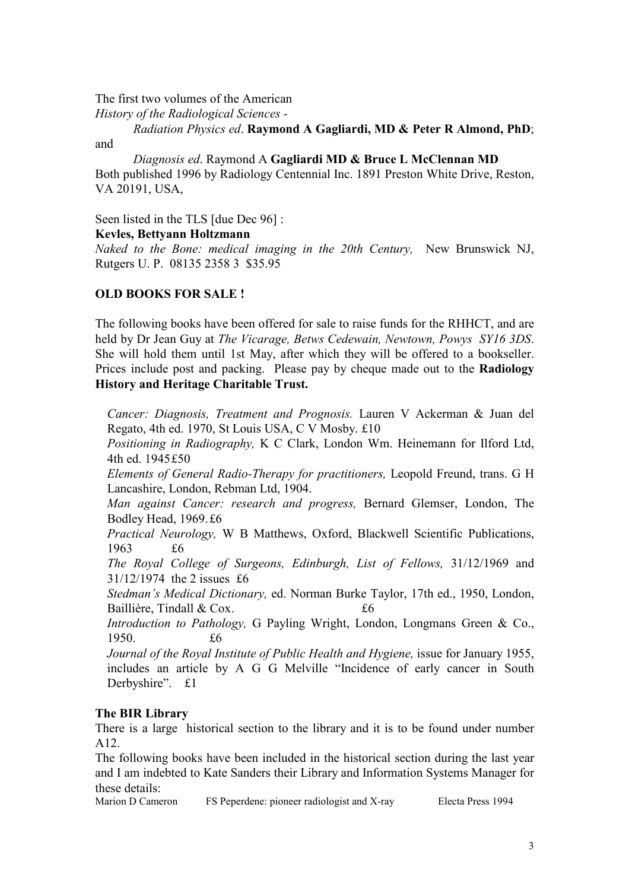The first two volumes of the American
*History of the Radiological Sciences -*

*Radiation Physics ed*. **Raymond A Gagliardi, MD & Peter R Almond, PhD**; and

*Diagnosis ed*. Raymond A **Gagliardi MD & Bruce L McClennan MD**
Both published 1996 by Radiology Centennial Inc. 1891 Preston White Drive, Reston, VA 20191, USA,

Seen listed in the TLS [due Dec 96] :
**Kevles, Bettyann Holtzmann**
*Naked to the Bone: medical imaging in the 20th Century,* New Brunswick NJ, Rutgers U. P. 08135 2358 3 $35.95

**OLD BOOKS FOR SALE !**

The following books have been offered for sale to raise funds for the RHHCT, and are held by Dr Jean Guy at *The Vicarage, Betws Cedewain, Newtown, Powys SY16 3DS*. She will hold them until 1st May, after which they will be offered to a bookseller. Prices include post and packing. Please pay by cheque made out to the **Radiology History and Heritage Charitable Trust.**

*Cancer: Diagnosis, Treatment and Prognosis.* Lauren V Ackerman & Juan del Regato, 4th ed. 1970, St Louis USA, C V Mosby. £10

*Positioning in Radiography,* K C Clark, London Wm. Heinemann for Ilford Ltd, 4th ed. 1945 £50

*Elements of General Radio-Therapy for practitioners,* Leopold Freund, trans. G H Lancashire, London, Rebman Ltd, 1904.

*Man against Cancer: research and progress,* Bernard Glemser, London, The Bodley Head, 1969. £6

*Practical Neurology,* W B Matthews, Oxford, Blackwell Scientific Publications, 1963 £6

*The Royal College of Surgeons, Edinburgh, List of Fellows,* 31/12/1969 and 31/12/1974 the 2 issues £6

*Stedman's Medical Dictionary,* ed. Norman Burke Taylor, 17th ed., 1950, London, Baillière, Tindall & Cox. £6

*Introduction to Pathology,* G Payling Wright, London, Longmans Green & Co., 1950. £6

*Journal of the Royal Institute of Public Health and Hygiene,* issue for January 1955, includes an article by A G G Melville "Incidence of early cancer in South Derbyshire". £1

**The BIR Library**

There is a large historical section to the library and it is to be found under number A12.

The following books have been included in the historical section during the last year and I am indebted to Kate Sanders their Library and Information Systems Manager for these details:

| Marion D Cameron | FS Peperdene: pioneer radiologist and X-ray | Electa Press 1994 |
| --- | --- | --- |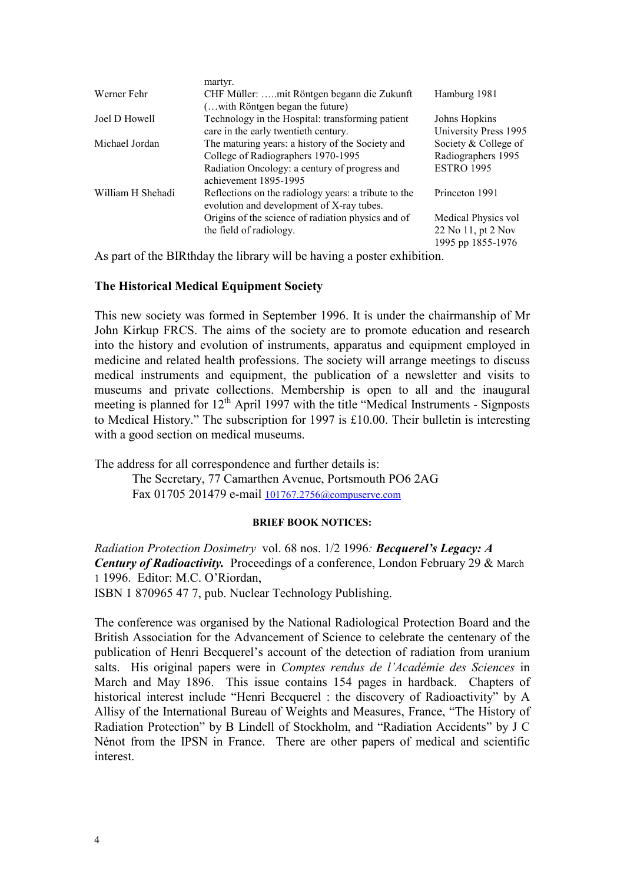| | | |
|---|---|---|
| | martyr. | |
| Werner Fehr | CHF Müller: …..mit Röntgen begann die Zukunft (…with Röntgen began the future) | Hamburg 1981 |
| Joel D Howell | Technology in the Hospital: transforming patient care in the early twentieth century. | Johns Hopkins University Press 1995 |
| Michael Jordan | The maturing years: a history of the Society and College of Radiographers 1970-1995 | Society & College of Radiographers 1995 |
| | Radiation Oncology: a century of progress and achievement 1895-1995 | ESTRO 1995 |
| William H Shehadi | Reflections on the radiology years: a tribute to the evolution and development of X-ray tubes. | Princeton 1991 |
| | Origins of the science of radiation physics and of the field of radiology. | Medical Physics vol 22 No 11, pt 2 Nov 1995 pp 1855-1976 |

As part of the BIRthday the library will be having a poster exhibition.

### The Historical Medical Equipment Society

This new society was formed in September 1996. It is under the chairmanship of Mr John Kirkup FRCS. The aims of the society are to promote education and research into the history and evolution of instruments, apparatus and equipment employed in medicine and related health professions. The society will arrange meetings to discuss medical instruments and equipment, the publication of a newsletter and visits to museums and private collections. Membership is open to all and the inaugural meeting is planned for 12th April 1997 with the title "Medical Instruments - Signposts to Medical History." The subscription for 1997 is £10.00. Their bulletin is interesting with a good section on medical museums.

The address for all correspondence and further details is:

The Secretary, 77 Camarthen Avenue, Portsmouth PO6 2AG
Fax 01705 201479 e-mail 101767.2756@compuserve.com

#### BRIEF BOOK NOTICES:

*Radiation Protection Dosimetry* vol. 68 nos. 1/2 1996*:* ***Becquerel's Legacy: A Century of Radioactivity.*** Proceedings of a conference, London February 29 & March 1 1996. Editor: M.C. O'Riordan,
ISBN 1 870965 47 7, pub. Nuclear Technology Publishing.

The conference was organised by the National Radiological Protection Board and the British Association for the Advancement of Science to celebrate the centenary of the publication of Henri Becquerel's account of the detection of radiation from uranium salts. His original papers were in *Comptes rendus de l'Académie des Sciences* in March and May 1896. This issue contains 154 pages in hardback. Chapters of historical interest include "Henri Becquerel : the discovery of Radioactivity" by A Allisy of the International Bureau of Weights and Measures, France, "The History of Radiation Protection" by B Lindell of Stockholm, and "Radiation Accidents" by J C Nénot from the IPSN in France. There are other papers of medical and scientific interest.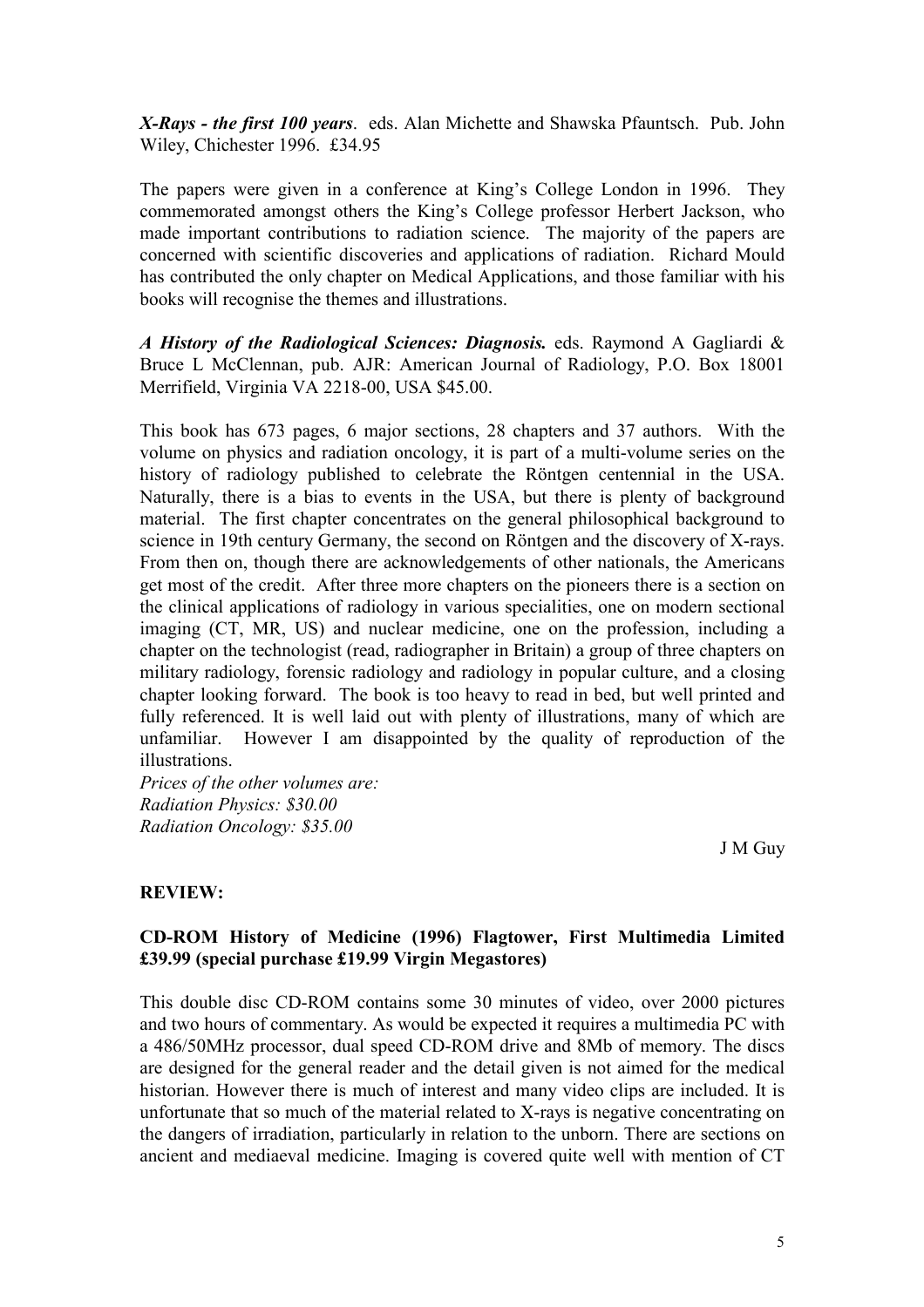***X-Rays - the first 100 years***. eds. Alan Michette and Shawska Pfauntsch. Pub. John Wiley, Chichester 1996. £34.95

The papers were given in a conference at King's College London in 1996. They commemorated amongst others the King's College professor Herbert Jackson, who made important contributions to radiation science. The majority of the papers are concerned with scientific discoveries and applications of radiation. Richard Mould has contributed the only chapter on Medical Applications, and those familiar with his books will recognise the themes and illustrations.

***A History of the Radiological Sciences: Diagnosis.*** eds. Raymond A Gagliardi & Bruce L McClennan, pub. AJR: American Journal of Radiology, P.O. Box 18001 Merrifield, Virginia VA 2218-00, USA $45.00.

This book has 673 pages, 6 major sections, 28 chapters and 37 authors. With the volume on physics and radiation oncology, it is part of a multi-volume series on the history of radiology published to celebrate the Röntgen centennial in the USA. Naturally, there is a bias to events in the USA, but there is plenty of background material. The first chapter concentrates on the general philosophical background to science in 19th century Germany, the second on Röntgen and the discovery of X-rays. From then on, though there are acknowledgements of other nationals, the Americans get most of the credit. After three more chapters on the pioneers there is a section on the clinical applications of radiology in various specialities, one on modern sectional imaging (CT, MR, US) and nuclear medicine, one on the profession, including a chapter on the technologist (read, radiographer in Britain) a group of three chapters on military radiology, forensic radiology and radiology in popular culture, and a closing chapter looking forward. The book is too heavy to read in bed, but well printed and fully referenced. It is well laid out with plenty of illustrations, many of which are unfamiliar. However I am disappointed by the quality of reproduction of the illustrations.

*Prices of the other volumes are:*
*Radiation Physics: $30.00*
*Radiation Oncology: $35.00*

J M Guy

**REVIEW:**

**CD-ROM History of Medicine (1996) Flagtower, First Multimedia Limited £39.99 (special purchase £19.99 Virgin Megastores)**

This double disc CD-ROM contains some 30 minutes of video, over 2000 pictures and two hours of commentary. As would be expected it requires a multimedia PC with a 486/50MHz processor, dual speed CD-ROM drive and 8Mb of memory. The discs are designed for the general reader and the detail given is not aimed for the medical historian. However there is much of interest and many video clips are included. It is unfortunate that so much of the material related to X-rays is negative concentrating on the dangers of irradiation, particularly in relation to the unborn. There are sections on ancient and mediaeval medicine. Imaging is covered quite well with mention of CT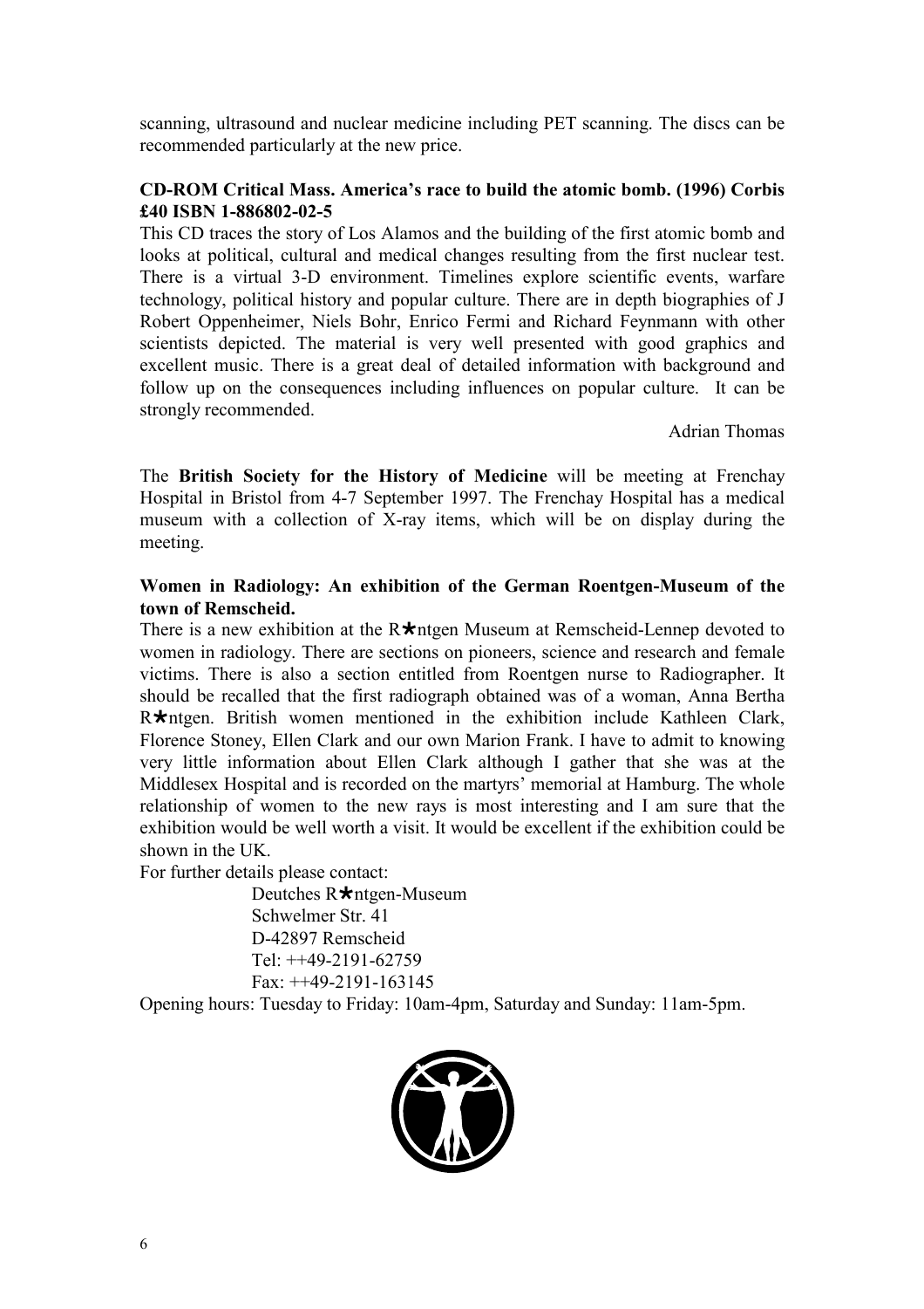scanning, ultrasound and nuclear medicine including PET scanning. The discs can be recommended particularly at the new price.

**CD-ROM Critical Mass. America's race to build the atomic bomb. (1996) Corbis £40 ISBN 1-886802-02-5**

This CD traces the story of Los Alamos and the building of the first atomic bomb and looks at political, cultural and medical changes resulting from the first nuclear test. There is a virtual 3-D environment. Timelines explore scientific events, warfare technology, political history and popular culture. There are in depth biographies of J Robert Oppenheimer, Niels Bohr, Enrico Fermi and Richard Feynmann with other scientists depicted. The material is very well presented with good graphics and excellent music. There is a great deal of detailed information with background and follow up on the consequences including influences on popular culture. It can be strongly recommended.

Adrian Thomas

The **British Society for the History of Medicine** will be meeting at Frenchay Hospital in Bristol from 4-7 September 1997. The Frenchay Hospital has a medical museum with a collection of X-ray items, which will be on display during the meeting.

**Women in Radiology: An exhibition of the German Roentgen-Museum of the town of Remscheid.**

There is a new exhibition at the R★ntgen Museum at Remscheid-Lennep devoted to women in radiology. There are sections on pioneers, science and research and female victims. There is also a section entitled from Roentgen nurse to Radiographer. It should be recalled that the first radiograph obtained was of a woman, Anna Bertha R★ntgen. British women mentioned in the exhibition include Kathleen Clark, Florence Stoney, Ellen Clark and our own Marion Frank. I have to admit to knowing very little information about Ellen Clark although I gather that she was at the Middlesex Hospital and is recorded on the martyrs' memorial at Hamburg. The whole relationship of women to the new rays is most interesting and I am sure that the exhibition would be well worth a visit. It would be excellent if the exhibition could be shown in the UK.

For further details please contact:

Deutches R★ntgen-Museum
Schwelmer Str. 41
D-42897 Remscheid
Tel: ++49-2191-62759
Fax: ++49-2191-163145

Opening hours: Tuesday to Friday: 10am-4pm, Saturday and Sunday: 11am-5pm.